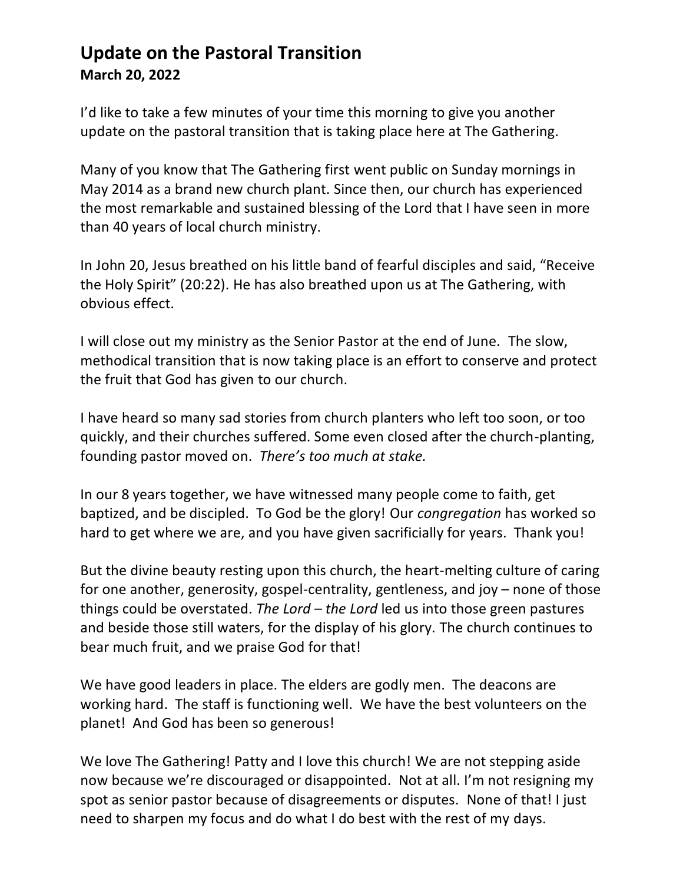# Update on the Pastoral Transition

**March 20, 2022**

I'd like to take a few minutes of your time this morning to give you another update on the pastoral transition that is taking place here at The Gathering.

Many of you know that The Gathering first went public on Sunday mornings in May 2014 as a brand new church plant. Since then, our church has experienced the most remarkable and sustained blessing of the Lord that I have seen in more than 40 years of local church ministry.

In John 20, Jesus breathed on his little band of fearful disciples and said, "Receive the Holy Spirit" (20:22). He has also breathed upon us at The Gathering, with obvious effect.

I will close out my ministry as the Senior Pastor at the end of June. The slow, methodical transition that is now taking place is an effort to conserve and protect the fruit that God has given to our church.

I have heard so many sad stories from church planters who left too soon, or too quickly, and their churches suffered. Some even closed after the church-planting, founding pastor moved on. *There's too much at stake.*

In our 8 years together, we have witnessed many people come to faith, get baptized, and be discipled. To God be the glory! Our *congregation* has worked so hard to get where we are, and you have given sacrificially for years. Thank you!

But the divine beauty resting upon this church, the heart-melting culture of caring for one another, generosity, gospel-centrality, gentleness, and joy – none of those things could be overstated. *The Lord – the Lord* led us into those green pastures and beside those still waters, for the display of his glory. The church continues to bear much fruit, and we praise God for that!

We have good leaders in place. The elders are godly men. The deacons are working hard. The staff is functioning well. We have the best volunteers on the planet! And God has been so generous!

We love The Gathering! Patty and I love this church! We are not stepping aside now because we're discouraged or disappointed. Not at all. I'm not resigning my spot as senior pastor because of disagreements or disputes. None of that! I just need to sharpen my focus and do what I do best with the rest of my days.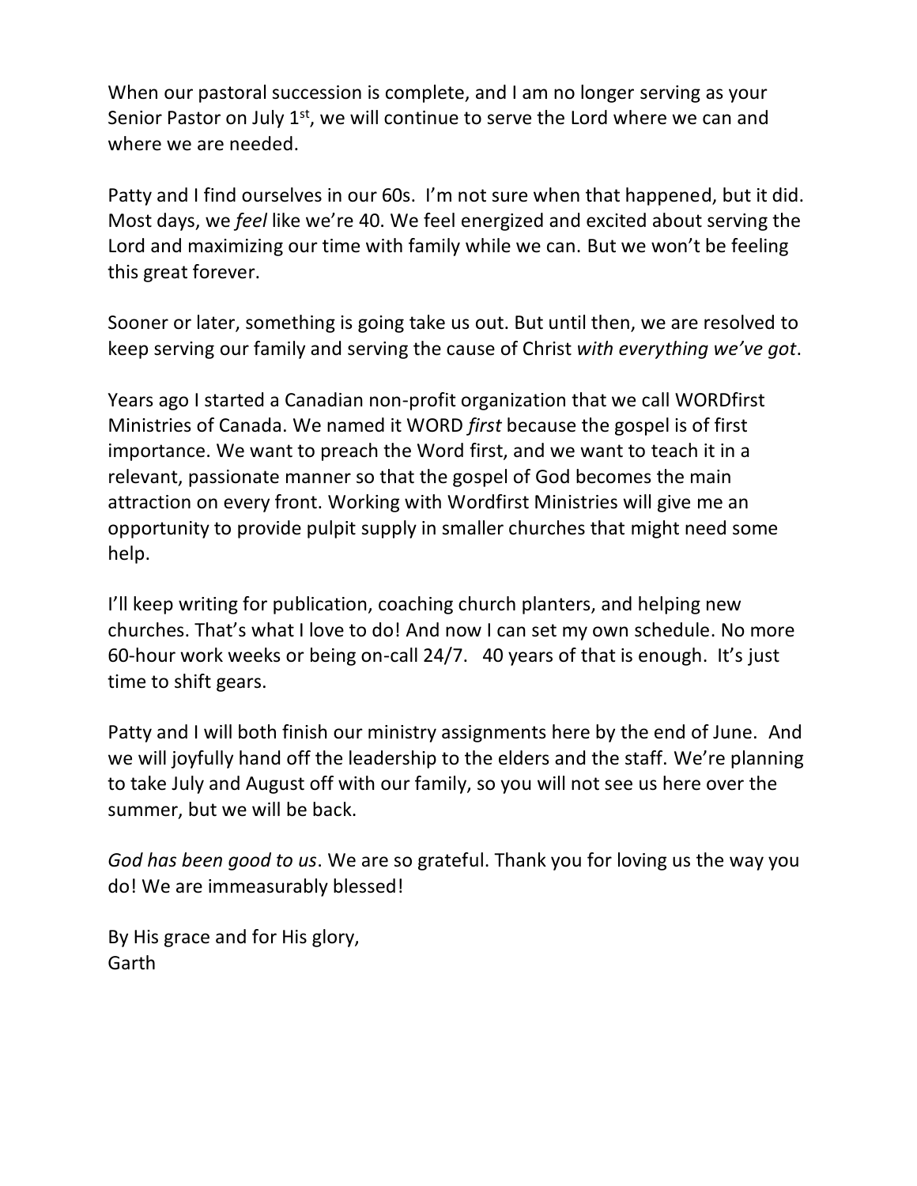When our pastoral succession is complete, and I am no longer serving as your Senior Pastor on July 1st, we will continue to serve the Lord where we can and where we are needed.

Patty and I find ourselves in our 60s. I'm not sure when that happened, but it did. Most days, we *feel* like we're 40. We feel energized and excited about serving the Lord and maximizing our time with family while we can. But we won't be feeling this great forever.

Sooner or later, something is going take us out. But until then, we are resolved to keep serving our family and serving the cause of Christ *with everything we've got*.

Years ago I started a Canadian non-profit organization that we call WORDfirst Ministries of Canada. We named it WORD *first* because the gospel is of first importance. We want to preach the Word first, and we want to teach it in a relevant, passionate manner so that the gospel of God becomes the main attraction on every front. Working with Wordfirst Ministries will give me an opportunity to provide pulpit supply in smaller churches that might need some help.

I'll keep writing for publication, coaching church planters, and helping new churches. That's what I love to do! And now I can set my own schedule. No more 60-hour work weeks or being on-call 24/7. 40 years of that is enough. It's just time to shift gears.

Patty and I will both finish our ministry assignments here by the end of June. And we will joyfully hand off the leadership to the elders and the staff. We're planning to take July and August off with our family, so you will not see us here over the summer, but we will be back.

*God has been good to us*. We are so grateful. Thank you for loving us the way you do! We are immeasurably blessed!

By His grace and for His glory,
Garth